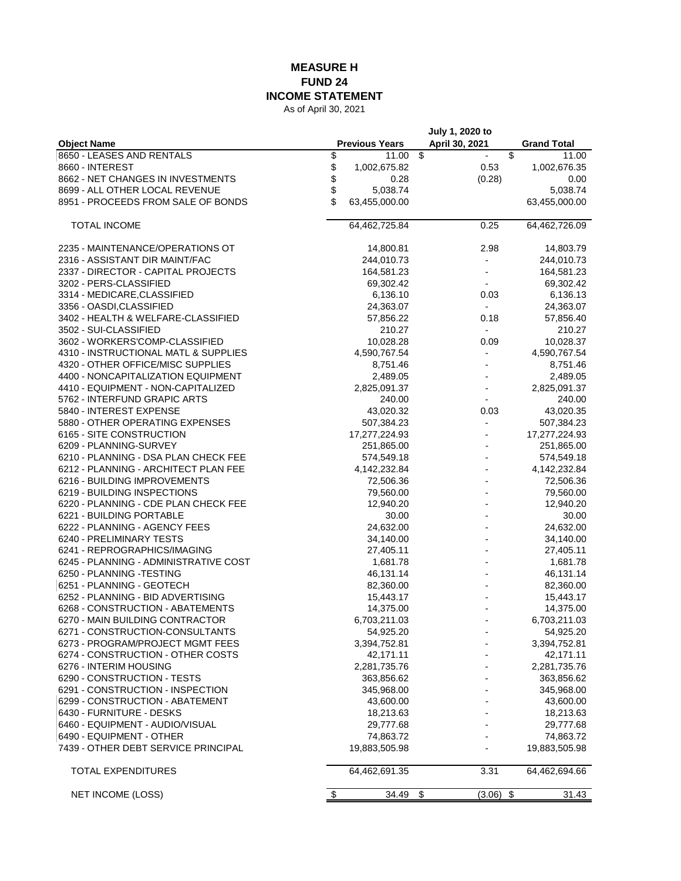# MEASURE H
## FUND 24
## INCOME STATEMENT

As of April 30, 2021

| Object Name | Previous Years | July 1, 2020 to April 30, 2021 | Grand Total |
|---|---|---|---|
| 8650 - LEASES AND RENTALS | $ 11.00 | $ - | $ 11.00 |
| 8660 - INTEREST | $ 1,002,675.82 | 0.53 | 1,002,676.35 |
| 8662 - NET CHANGES IN INVESTMENTS | $ 0.28 | (0.28) | 0.00 |
| 8699 - ALL OTHER LOCAL REVENUE | $ 5,038.74 | | 5,038.74 |
| 8951 - PROCEEDS FROM SALE OF BONDS | $ 63,455,000.00 | | 63,455,000.00 |
| TOTAL INCOME | 64,462,725.84 | 0.25 | 64,462,726.09 |
| 2235 - MAINTENANCE/OPERATIONS OT | 14,800.81 | 2.98 | 14,803.79 |
| 2316 - ASSISTANT DIR MAINT/FAC | 244,010.73 | - | 244,010.73 |
| 2337 - DIRECTOR - CAPITAL PROJECTS | 164,581.23 | - | 164,581.23 |
| 3202 - PERS-CLASSIFIED | 69,302.42 | - | 69,302.42 |
| 3314 - MEDICARE,CLASSIFIED | 6,136.10 | 0.03 | 6,136.13 |
| 3356 - OASDI,CLASSIFIED | 24,363.07 | - | 24,363.07 |
| 3402 - HEALTH & WELFARE-CLASSIFIED | 57,856.22 | 0.18 | 57,856.40 |
| 3502 - SUI-CLASSIFIED | 210.27 | - | 210.27 |
| 3602 - WORKERS'COMP-CLASSIFIED | 10,028.28 | 0.09 | 10,028.37 |
| 4310 - INSTRUCTIONAL MATL & SUPPLIES | 4,590,767.54 | - | 4,590,767.54 |
| 4320 - OTHER OFFICE/MISC SUPPLIES | 8,751.46 | - | 8,751.46 |
| 4400 - NONCAPITALIZATION EQUIPMENT | 2,489.05 | - | 2,489.05 |
| 4410 - EQUIPMENT - NON-CAPITALIZED | 2,825,091.37 | - | 2,825,091.37 |
| 5762 - INTERFUND GRAPIC ARTS | 240.00 | - | 240.00 |
| 5840 - INTEREST EXPENSE | 43,020.32 | 0.03 | 43,020.35 |
| 5880 - OTHER OPERATING EXPENSES | 507,384.23 | - | 507,384.23 |
| 6165 - SITE CONSTRUCTION | 17,277,224.93 | - | 17,277,224.93 |
| 6209 - PLANNING-SURVEY | 251,865.00 | - | 251,865.00 |
| 6210 - PLANNING - DSA PLAN CHECK FEE | 574,549.18 | - | 574,549.18 |
| 6212 - PLANNING - ARCHITECT PLAN FEE | 4,142,232.84 | - | 4,142,232.84 |
| 6216 - BUILDING IMPROVEMENTS | 72,506.36 | - | 72,506.36 |
| 6219 - BUILDING INSPECTIONS | 79,560.00 | - | 79,560.00 |
| 6220 - PLANNING - CDE PLAN CHECK FEE | 12,940.20 | - | 12,940.20 |
| 6221 - BUILDING PORTABLE | 30.00 | - | 30.00 |
| 6222 - PLANNING - AGENCY FEES | 24,632.00 | - | 24,632.00 |
| 6240 - PRELIMINARY TESTS | 34,140.00 | - | 34,140.00 |
| 6241 - REPROGRAPHICS/IMAGING | 27,405.11 | - | 27,405.11 |
| 6245 - PLANNING - ADMINISTRATIVE COST | 1,681.78 | - | 1,681.78 |
| 6250 - PLANNING -TESTING | 46,131.14 | - | 46,131.14 |
| 6251 - PLANNING - GEOTECH | 82,360.00 | - | 82,360.00 |
| 6252 - PLANNING - BID ADVERTISING | 15,443.17 | - | 15,443.17 |
| 6268 - CONSTRUCTION - ABATEMENTS | 14,375.00 | - | 14,375.00 |
| 6270 - MAIN BUILDING CONTRACTOR | 6,703,211.03 | - | 6,703,211.03 |
| 6271 - CONSTRUCTION-CONSULTANTS | 54,925.20 | - | 54,925.20 |
| 6273 - PROGRAM/PROJECT MGMT FEES | 3,394,752.81 | - | 3,394,752.81 |
| 6274 - CONSTRUCTION - OTHER COSTS | 42,171.11 | - | 42,171.11 |
| 6276 - INTERIM HOUSING | 2,281,735.76 | - | 2,281,735.76 |
| 6290 - CONSTRUCTION - TESTS | 363,856.62 | - | 363,856.62 |
| 6291 - CONSTRUCTION - INSPECTION | 345,968.00 | - | 345,968.00 |
| 6299 - CONSTRUCTION - ABATEMENT | 43,600.00 | - | 43,600.00 |
| 6430 - FURNITURE - DESKS | 18,213.63 | - | 18,213.63 |
| 6460 - EQUIPMENT - AUDIO/VISUAL | 29,777.68 | - | 29,777.68 |
| 6490 - EQUIPMENT - OTHER | 74,863.72 | - | 74,863.72 |
| 7439 - OTHER DEBT SERVICE PRINCIPAL | 19,883,505.98 | - | 19,883,505.98 |
| TOTAL EXPENDITURES | 64,462,691.35 | 3.31 | 64,462,694.66 |
| NET INCOME (LOSS) | $ 34.49 | $ (3.06) | $ 31.43 |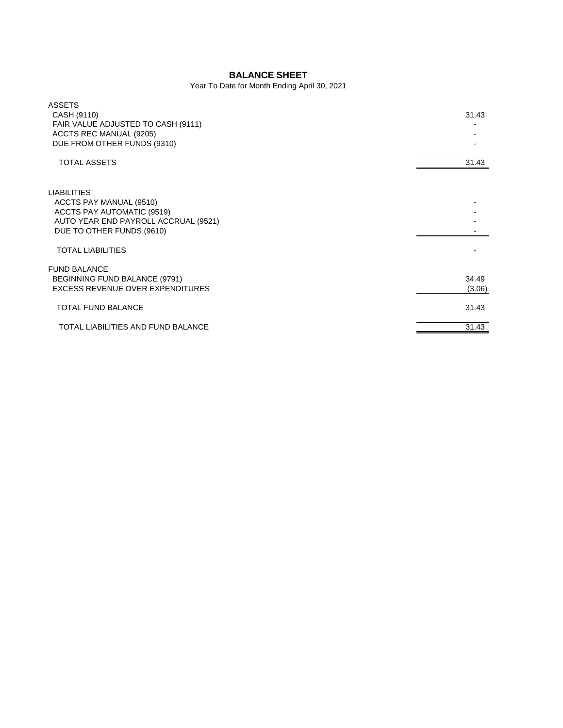# BALANCE SHEET

Year To Date for Month Ending April 30, 2021

| | |
|---|---|
| **ASSETS** | |
| CASH (9110) | 31.43 |
| FAIR VALUE ADJUSTED TO CASH (9111) | - |
| ACCTS REC MANUAL (9205) | - |
| DUE FROM OTHER FUNDS (9310) | - |
| TOTAL ASSETS | 31.43 |
| | |
| **LIABILITIES** | |
| ACCTS PAY MANUAL (9510) | - |
| ACCTS PAY AUTOMATIC (9519) | - |
| AUTO YEAR END PAYROLL ACCRUAL (9521) | - |
| DUE TO OTHER FUNDS (9610) | - |
| TOTAL LIABILITIES | - |
| | |
| **FUND BALANCE** | |
| BEGINNING FUND BALANCE (9791) | 34.49 |
| EXCESS REVENUE OVER EXPENDITURES | (3.06) |
| TOTAL FUND BALANCE | 31.43 |
| | |
| TOTAL LIABILITIES AND FUND BALANCE | 31.43 |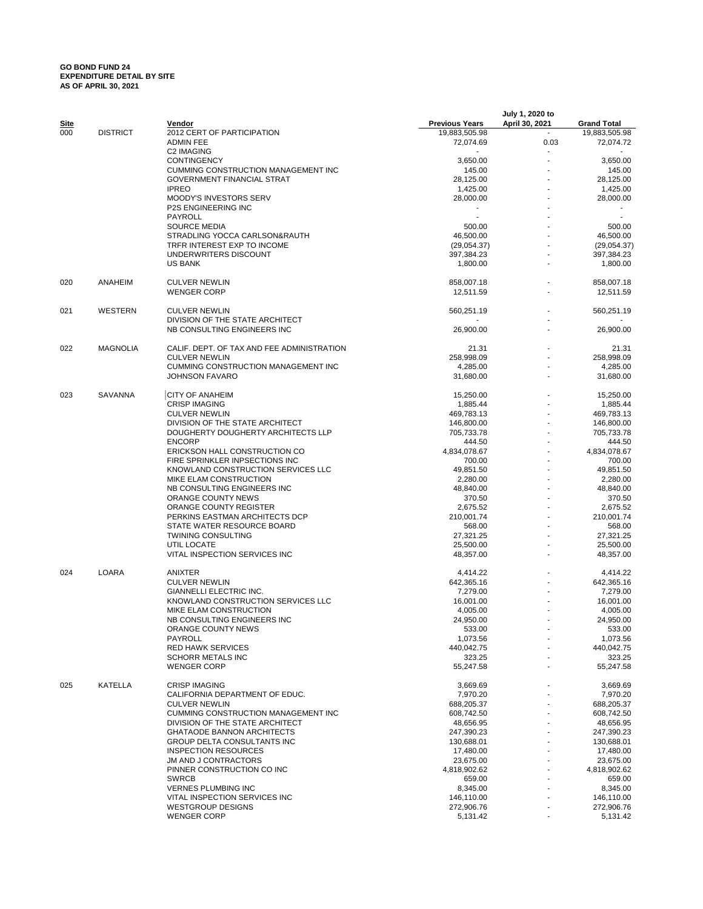**GO BOND FUND 24**
**EXPENDITURE DETAIL BY SITE**
**AS OF APRIL 30, 2021**

| Site | | Vendor | Previous Years | July 1, 2020 to April 30, 2021 | Grand Total |
|---|---|---|---|---|---|
| 000 | DISTRICT | 2012 CERT OF PARTICIPATION | 19,883,505.98 | - | 19,883,505.98 |
| | | ADMIN FEE | 72,074.69 | 0.03 | 72,074.72 |
| | | C2 IMAGING | - | - | - |
| | | CONTINGENCY | 3,650.00 | - | 3,650.00 |
| | | CUMMING CONSTRUCTION MANAGEMENT INC | 145.00 | - | 145.00 |
| | | GOVERNMENT FINANCIAL STRAT | 28,125.00 | - | 28,125.00 |
| | | IPREO | 1,425.00 | - | 1,425.00 |
| | | MOODY'S INVESTORS SERV | 28,000.00 | - | 28,000.00 |
| | | P2S ENGINEERING INC | - | - | - |
| | | PAYROLL | - | - | - |
| | | SOURCE MEDIA | 500.00 | - | 500.00 |
| | | STRADLING YOCCA CARLSON&RAUTH | 46,500.00 | - | 46,500.00 |
| | | TRFR INTEREST EXP TO INCOME | (29,054.37) | - | (29,054.37) |
| | | UNDERWRITERS DISCOUNT | 397,384.23 | - | 397,384.23 |
| | | US BANK | 1,800.00 | - | 1,800.00 |
| 020 | ANAHEIM | CULVER NEWLIN | 858,007.18 | - | 858,007.18 |
| | | WENGER CORP | 12,511.59 | - | 12,511.59 |
| 021 | WESTERN | CULVER NEWLIN | 560,251.19 | - | 560,251.19 |
| | | DIVISION OF THE STATE ARCHITECT | - | - | - |
| | | NB CONSULTING ENGINEERS INC | 26,900.00 | - | 26,900.00 |
| 022 | MAGNOLIA | CALIF. DEPT. OF TAX AND FEE ADMINISTRATION | 21.31 | - | 21.31 |
| | | CULVER NEWLIN | 258,998.09 | - | 258,998.09 |
| | | CUMMING CONSTRUCTION MANAGEMENT INC | 4,285.00 | - | 4,285.00 |
| | | JOHNSON FAVARO | 31,680.00 | - | 31,680.00 |
| 023 | SAVANNA | CITY OF ANAHEIM | 15,250.00 | - | 15,250.00 |
| | | CRISP IMAGING | 1,885.44 | - | 1,885.44 |
| | | CULVER NEWLIN | 469,783.13 | - | 469,783.13 |
| | | DIVISION OF THE STATE ARCHITECT | 146,800.00 | - | 146,800.00 |
| | | DOUGHERTY DOUGHERTY ARCHITECTS LLP | 705,733.78 | - | 705,733.78 |
| | | ENCORP | 444.50 | - | 444.50 |
| | | ERICKSON HALL CONSTRUCTION CO | 4,834,078.67 | - | 4,834,078.67 |
| | | FIRE SPRINKLER INPSECTIONS INC | 700.00 | - | 700.00 |
| | | KNOWLAND CONSTRUCTION SERVICES LLC | 49,851.50 | - | 49,851.50 |
| | | MIKE ELAM CONSTRUCTION | 2,280.00 | - | 2,280.00 |
| | | NB CONSULTING ENGINEERS INC | 48,840.00 | - | 48,840.00 |
| | | ORANGE COUNTY NEWS | 370.50 | - | 370.50 |
| | | ORANGE COUNTY REGISTER | 2,675.52 | - | 2,675.52 |
| | | PERKINS EASTMAN ARCHITECTS DCP | 210,001.74 | - | 210,001.74 |
| | | STATE WATER RESOURCE BOARD | 568.00 | - | 568.00 |
| | | TWINING CONSULTING | 27,321.25 | - | 27,321.25 |
| | | UTIL LOCATE | 25,500.00 | - | 25,500.00 |
| | | VITAL INSPECTION SERVICES INC | 48,357.00 | - | 48,357.00 |
| 024 | LOARA | ANIXTER | 4,414.22 | - | 4,414.22 |
| | | CULVER NEWLIN | 642,365.16 | - | 642,365.16 |
| | | GIANNELLI ELECTRIC INC. | 7,279.00 | - | 7,279.00 |
| | | KNOWLAND CONSTRUCTION SERVICES LLC | 16,001.00 | - | 16,001.00 |
| | | MIKE ELAM CONSTRUCTION | 4,005.00 | - | 4,005.00 |
| | | NB CONSULTING ENGINEERS INC | 24,950.00 | - | 24,950.00 |
| | | ORANGE COUNTY NEWS | 533.00 | - | 533.00 |
| | | PAYROLL | 1,073.56 | - | 1,073.56 |
| | | RED HAWK SERVICES | 440,042.75 | - | 440,042.75 |
| | | SCHORR METALS INC | 323.25 | - | 323.25 |
| | | WENGER CORP | 55,247.58 | - | 55,247.58 |
| 025 | KATELLA | CRISP IMAGING | 3,669.69 | - | 3,669.69 |
| | | CALIFORNIA DEPARTMENT OF EDUC. | 7,970.20 | - | 7,970.20 |
| | | CULVER NEWLIN | 688,205.37 | - | 688,205.37 |
| | | CUMMING CONSTRUCTION MANAGEMENT INC | 608,742.50 | - | 608,742.50 |
| | | DIVISION OF THE STATE ARCHITECT | 48,656.95 | - | 48,656.95 |
| | | GHATAODE BANNON ARCHITECTS | 247,390.23 | - | 247,390.23 |
| | | GROUP DELTA CONSULTANTS INC | 130,688.01 | - | 130,688.01 |
| | | INSPECTION RESOURCES | 17,480.00 | - | 17,480.00 |
| | | JM AND J CONTRACTORS | 23,675.00 | - | 23,675.00 |
| | | PINNER CONSTRUCTION CO INC | 4,818,902.62 | - | 4,818,902.62 |
| | | SWRCB | 659.00 | - | 659.00 |
| | | VERNES PLUMBING INC | 8,345.00 | - | 8,345.00 |
| | | VITAL INSPECTION SERVICES INC | 146,110.00 | - | 146,110.00 |
| | | WESTGROUP DESIGNS | 272,906.76 | - | 272,906.76 |
| | | WENGER CORP | 5,131.42 | - | 5,131.42 |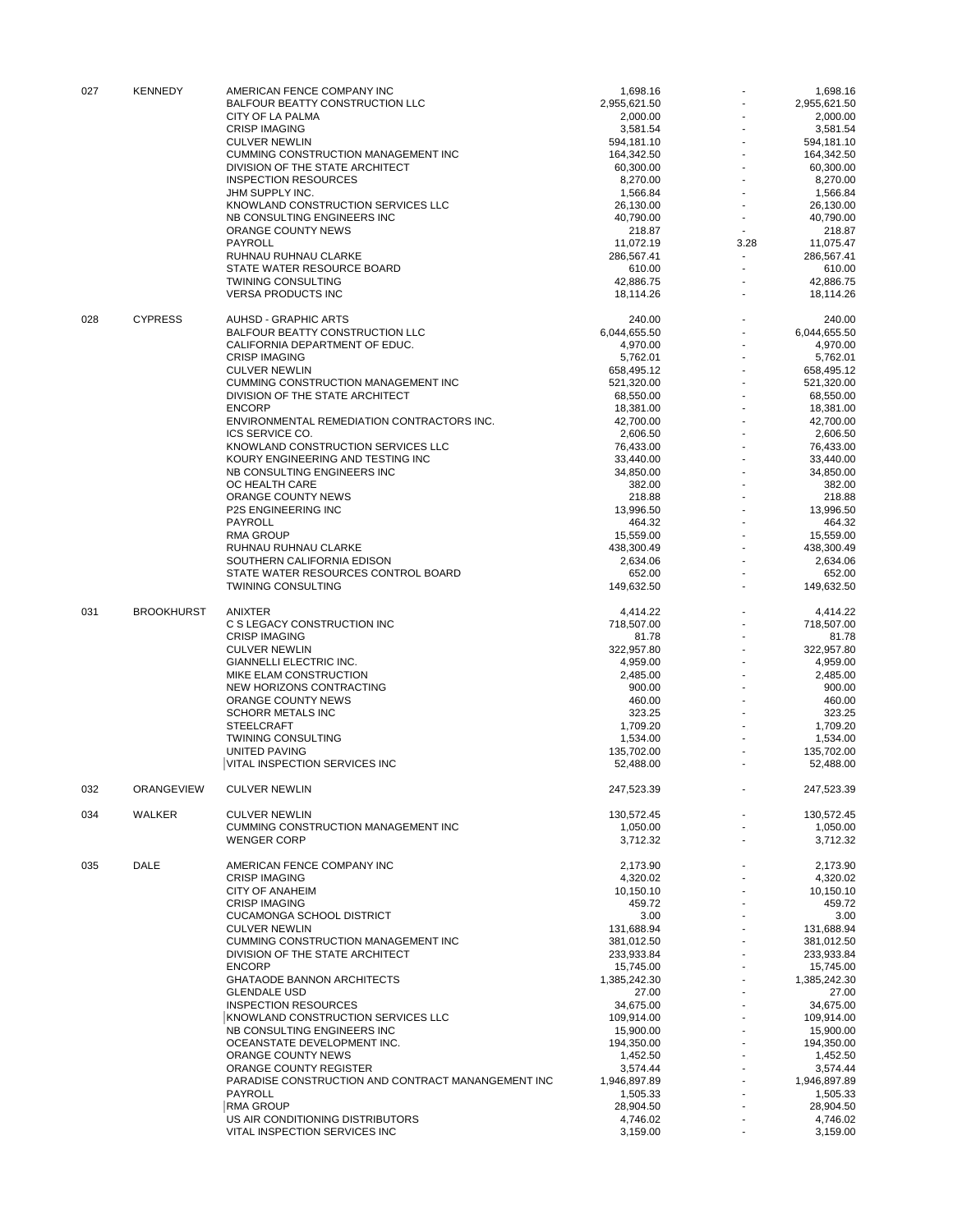| | | | | | |
|---|---|---|---|---|---|
| 027 | KENNEDY | AMERICAN FENCE COMPANY INC | 1,698.16 | - | 1,698.16 |
| | | BALFOUR BEATTY CONSTRUCTION LLC | 2,955,621.50 | - | 2,955,621.50 |
| | | CITY OF LA PALMA | 2,000.00 | - | 2,000.00 |
| | | CRISP IMAGING | 3,581.54 | - | 3,581.54 |
| | | CULVER NEWLIN | 594,181.10 | - | 594,181.10 |
| | | CUMMING CONSTRUCTION MANAGEMENT INC | 164,342.50 | - | 164,342.50 |
| | | DIVISION OF THE STATE ARCHITECT | 60,300.00 | - | 60,300.00 |
| | | INSPECTION RESOURCES | 8,270.00 | - | 8,270.00 |
| | | JHM SUPPLY INC. | 1,566.84 | - | 1,566.84 |
| | | KNOWLAND CONSTRUCTION SERVICES LLC | 26,130.00 | - | 26,130.00 |
| | | NB CONSULTING ENGINEERS INC | 40,790.00 | - | 40,790.00 |
| | | ORANGE COUNTY NEWS | 218.87 | - | 218.87 |
| | | PAYROLL | 11,072.19 | 3.28 | 11,075.47 |
| | | RUHNAU RUHNAU CLARKE | 286,567.41 | - | 286,567.41 |
| | | STATE WATER RESOURCE BOARD | 610.00 | - | 610.00 |
| | | TWINING CONSULTING | 42,886.75 | - | 42,886.75 |
| | | VERSA PRODUCTS INC | 18,114.26 | - | 18,114.26 |
| 028 | CYPRESS | AUHSD - GRAPHIC ARTS | 240.00 | - | 240.00 |
| | | BALFOUR BEATTY CONSTRUCTION LLC | 6,044,655.50 | - | 6,044,655.50 |
| | | CALIFORNIA DEPARTMENT OF EDUC. | 4,970.00 | - | 4,970.00 |
| | | CRISP IMAGING | 5,762.01 | - | 5,762.01 |
| | | CULVER NEWLIN | 658,495.12 | - | 658,495.12 |
| | | CUMMING CONSTRUCTION MANAGEMENT INC | 521,320.00 | - | 521,320.00 |
| | | DIVISION OF THE STATE ARCHITECT | 68,550.00 | - | 68,550.00 |
| | | ENCORP | 18,381.00 | - | 18,381.00 |
| | | ENVIRONMENTAL REMEDIATION CONTRACTORS INC. | 42,700.00 | - | 42,700.00 |
| | | ICS SERVICE CO. | 2,606.50 | - | 2,606.50 |
| | | KNOWLAND CONSTRUCTION SERVICES LLC | 76,433.00 | - | 76,433.00 |
| | | KOURY ENGINEERING AND TESTING INC | 33,440.00 | - | 33,440.00 |
| | | NB CONSULTING ENGINEERS INC | 34,850.00 | - | 34,850.00 |
| | | OC HEALTH CARE | 382.00 | - | 382.00 |
| | | ORANGE COUNTY NEWS | 218.88 | - | 218.88 |
| | | P2S ENGINEERING INC | 13,996.50 | - | 13,996.50 |
| | | PAYROLL | 464.32 | - | 464.32 |
| | | RMA GROUP | 15,559.00 | - | 15,559.00 |
| | | RUHNAU RUHNAU CLARKE | 438,300.49 | - | 438,300.49 |
| | | SOUTHERN CALIFORNIA EDISON | 2,634.06 | - | 2,634.06 |
| | | STATE WATER RESOURCES CONTROL BOARD | 652.00 | - | 652.00 |
| | | TWINING CONSULTING | 149,632.50 | - | 149,632.50 |
| 031 | BROOKHURST | ANIXTER | 4,414.22 | - | 4,414.22 |
| | | C S LEGACY CONSTRUCTION INC | 718,507.00 | - | 718,507.00 |
| | | CRISP IMAGING | 81.78 | - | 81.78 |
| | | CULVER NEWLIN | 322,957.80 | - | 322,957.80 |
| | | GIANNELLI ELECTRIC INC. | 4,959.00 | - | 4,959.00 |
| | | MIKE ELAM CONSTRUCTION | 2,485.00 | - | 2,485.00 |
| | | NEW HORIZONS CONTRACTING | 900.00 | - | 900.00 |
| | | ORANGE COUNTY NEWS | 460.00 | - | 460.00 |
| | | SCHORR METALS INC | 323.25 | - | 323.25 |
| | | STEELCRAFT | 1,709.20 | - | 1,709.20 |
| | | TWINING CONSULTING | 1,534.00 | - | 1,534.00 |
| | | UNITED PAVING | 135,702.00 | - | 135,702.00 |
| | | VITAL INSPECTION SERVICES INC | 52,488.00 | - | 52,488.00 |
| 032 | ORANGEVIEW | CULVER NEWLIN | 247,523.39 | - | 247,523.39 |
| 034 | WALKER | CULVER NEWLIN | 130,572.45 | - | 130,572.45 |
| | | CUMMING CONSTRUCTION MANAGEMENT INC | 1,050.00 | - | 1,050.00 |
| | | WENGER CORP | 3,712.32 | - | 3,712.32 |
| 035 | DALE | AMERICAN FENCE COMPANY INC | 2,173.90 | - | 2,173.90 |
| | | CRISP IMAGING | 4,320.02 | - | 4,320.02 |
| | | CITY OF ANAHEIM | 10,150.10 | - | 10,150.10 |
| | | CRISP IMAGING | 459.72 | - | 459.72 |
| | | CUCAMONGA SCHOOL DISTRICT | 3.00 | - | 3.00 |
| | | CULVER NEWLIN | 131,688.94 | - | 131,688.94 |
| | | CUMMING CONSTRUCTION MANAGEMENT INC | 381,012.50 | - | 381,012.50 |
| | | DIVISION OF THE STATE ARCHITECT | 233,933.84 | - | 233,933.84 |
| | | ENCORP | 15,745.00 | - | 15,745.00 |
| | | GHATAODE BANNON ARCHITECTS | 1,385,242.30 | - | 1,385,242.30 |
| | | GLENDALE USD | 27.00 | - | 27.00 |
| | | INSPECTION RESOURCES | 34,675.00 | - | 34,675.00 |
| | | KNOWLAND CONSTRUCTION SERVICES LLC | 109,914.00 | - | 109,914.00 |
| | | NB CONSULTING ENGINEERS INC | 15,900.00 | - | 15,900.00 |
| | | OCEANSTATE DEVELOPMENT INC. | 194,350.00 | - | 194,350.00 |
| | | ORANGE COUNTY NEWS | 1,452.50 | - | 1,452.50 |
| | | ORANGE COUNTY REGISTER | 3,574.44 | - | 3,574.44 |
| | | PARADISE CONSTRUCTION AND CONTRACT MANANGEMENT INC | 1,946,897.89 | - | 1,946,897.89 |
| | | PAYROLL | 1,505.33 | - | 1,505.33 |
| | | RMA GROUP | 28,904.50 | - | 28,904.50 |
| | | US AIR CONDITIONING DISTRIBUTORS | 4,746.02 | - | 4,746.02 |
| | | VITAL INSPECTION SERVICES INC | 3,159.00 | - | 3,159.00 |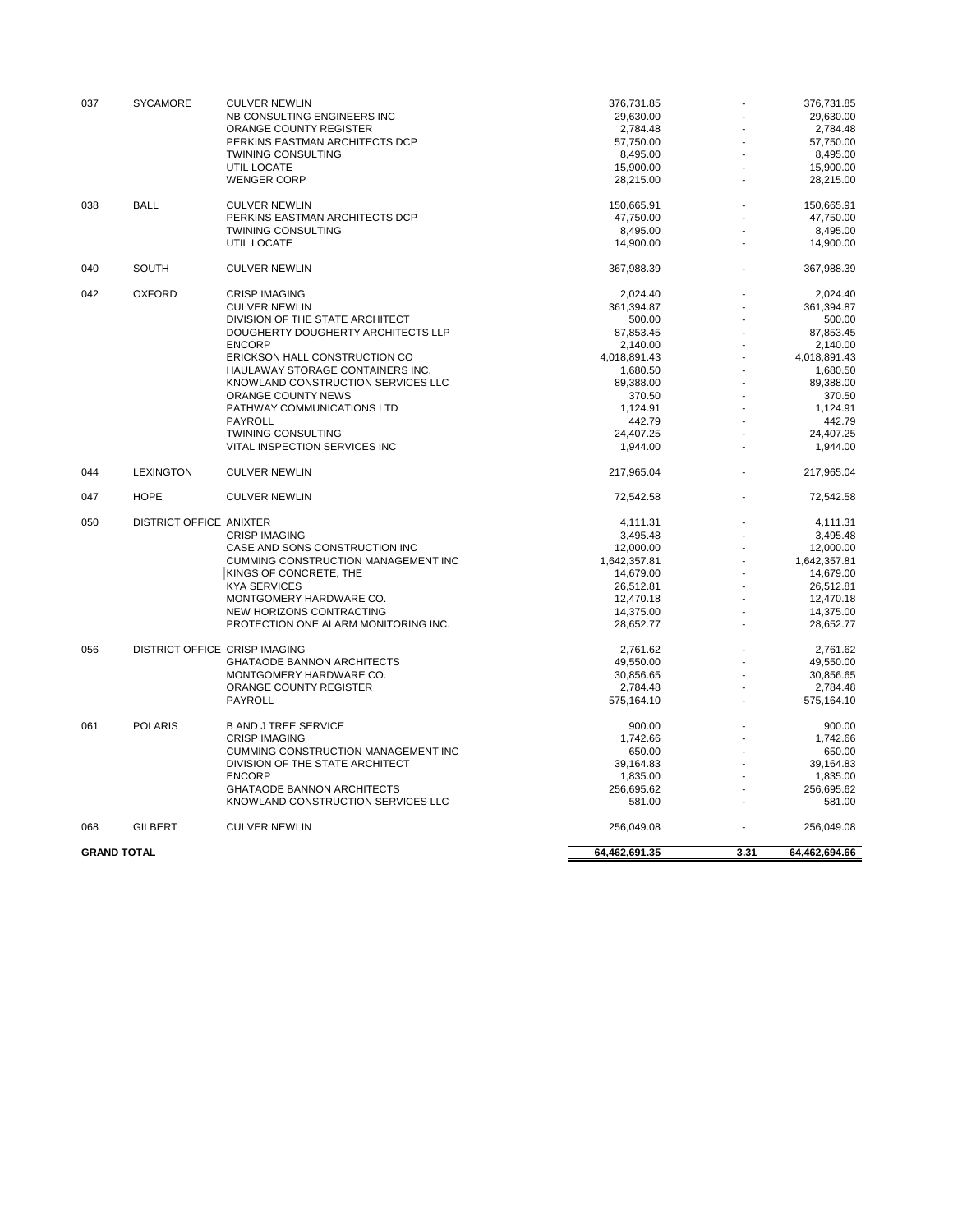| | | | | | |
|---|---|---|---|---|---|
| 037 | SYCAMORE | CULVER NEWLIN | 376,731.85 | - | 376,731.85 |
| | | NB CONSULTING ENGINEERS INC | 29,630.00 | - | 29,630.00 |
| | | ORANGE COUNTY REGISTER | 2,784.48 | - | 2,784.48 |
| | | PERKINS EASTMAN ARCHITECTS DCP | 57,750.00 | - | 57,750.00 |
| | | TWINING CONSULTING | 8,495.00 | - | 8,495.00 |
| | | UTIL LOCATE | 15,900.00 | - | 15,900.00 |
| | | WENGER CORP | 28,215.00 | - | 28,215.00 |
| 038 | BALL | CULVER NEWLIN | 150,665.91 | - | 150,665.91 |
| | | PERKINS EASTMAN ARCHITECTS DCP | 47,750.00 | - | 47,750.00 |
| | | TWINING CONSULTING | 8,495.00 | - | 8,495.00 |
| | | UTIL LOCATE | 14,900.00 | - | 14,900.00 |
| 040 | SOUTH | CULVER NEWLIN | 367,988.39 | - | 367,988.39 |
| 042 | OXFORD | CRISP IMAGING | 2,024.40 | - | 2,024.40 |
| | | CULVER NEWLIN | 361,394.87 | - | 361,394.87 |
| | | DIVISION OF THE STATE ARCHITECT | 500.00 | - | 500.00 |
| | | DOUGHERTY DOUGHERTY ARCHITECTS LLP | 87,853.45 | - | 87,853.45 |
| | | ENCORP | 2,140.00 | - | 2,140.00 |
| | | ERICKSON HALL CONSTRUCTION CO | 4,018,891.43 | - | 4,018,891.43 |
| | | HAULAWAY STORAGE CONTAINERS INC. | 1,680.50 | - | 1,680.50 |
| | | KNOWLAND CONSTRUCTION SERVICES LLC | 89,388.00 | - | 89,388.00 |
| | | ORANGE COUNTY NEWS | 370.50 | - | 370.50 |
| | | PATHWAY COMMUNICATIONS LTD | 1,124.91 | - | 1,124.91 |
| | | PAYROLL | 442.79 | - | 442.79 |
| | | TWINING CONSULTING | 24,407.25 | - | 24,407.25 |
| | | VITAL INSPECTION SERVICES INC | 1,944.00 | - | 1,944.00 |
| 044 | LEXINGTON | CULVER NEWLIN | 217,965.04 | - | 217,965.04 |
| 047 | HOPE | CULVER NEWLIN | 72,542.58 | - | 72,542.58 |
| 050 | DISTRICT OFFICE | ANIXTER | 4,111.31 | - | 4,111.31 |
| | | CRISP IMAGING | 3,495.48 | - | 3,495.48 |
| | | CASE AND SONS CONSTRUCTION INC | 12,000.00 | - | 12,000.00 |
| | | CUMMING CONSTRUCTION MANAGEMENT INC | 1,642,357.81 | - | 1,642,357.81 |
| | | KINGS OF CONCRETE, THE | 14,679.00 | - | 14,679.00 |
| | | KYA SERVICES | 26,512.81 | - | 26,512.81 |
| | | MONTGOMERY HARDWARE CO. | 12,470.18 | - | 12,470.18 |
| | | NEW HORIZONS CONTRACTING | 14,375.00 | - | 14,375.00 |
| | | PROTECTION ONE ALARM MONITORING INC. | 28,652.77 | - | 28,652.77 |
| 056 | DISTRICT OFFICE | CRISP IMAGING | 2,761.62 | - | 2,761.62 |
| | | GHATAODE BANNON ARCHITECTS | 49,550.00 | - | 49,550.00 |
| | | MONTGOMERY HARDWARE CO. | 30,856.65 | - | 30,856.65 |
| | | ORANGE COUNTY REGISTER | 2,784.48 | - | 2,784.48 |
| | | PAYROLL | 575,164.10 | - | 575,164.10 |
| 061 | POLARIS | B AND J TREE SERVICE | 900.00 | - | 900.00 |
| | | CRISP IMAGING | 1,742.66 | - | 1,742.66 |
| | | CUMMING CONSTRUCTION MANAGEMENT INC | 650.00 | - | 650.00 |
| | | DIVISION OF THE STATE ARCHITECT | 39,164.83 | - | 39,164.83 |
| | | ENCORP | 1,835.00 | - | 1,835.00 |
| | | GHATAODE BANNON ARCHITECTS | 256,695.62 | - | 256,695.62 |
| | | KNOWLAND CONSTRUCTION SERVICES LLC | 581.00 | - | 581.00 |
| 068 | GILBERT | CULVER NEWLIN | 256,049.08 | - | 256,049.08 |
| **GRAND TOTAL** | | | **64,462,691.35** | **3.31** | **64,462,694.66** |